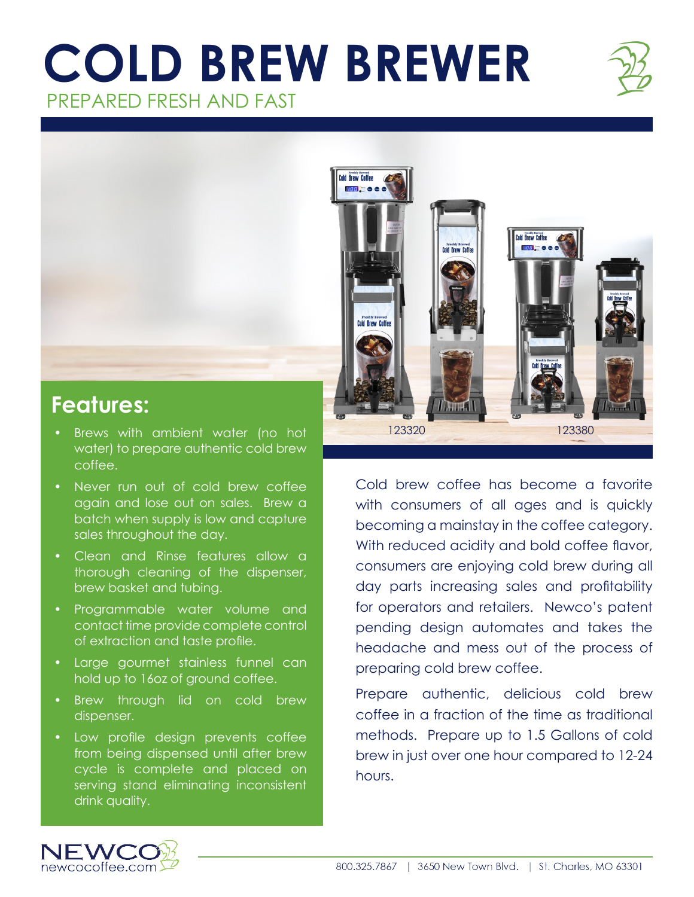# COLD BREW BREWER

PREPARED FRESH AND FAST

123320 123380

## Features:

- Brews with ambient water (no hot water) to prepare authentic cold brew coffee.
- Never run out of cold brew coffee again and lose out on sales. Brew a batch when supply is low and capture sales throughout the day.
- Clean and Rinse features allow a thorough cleaning of the dispenser, brew basket and tubing.
- Programmable water volume and contact time provide complete control of extraction and taste profile.
- Large gourmet stainless funnel can hold up to 16oz of ground coffee.
- Brew through lid on cold brew dispenser.
- Low profile design prevents coffee from being dispensed until after brew cycle is complete and placed on serving stand eliminating inconsistent drink quality.

Cold brew coffee has become a favorite with consumers of all ages and is quickly becoming a mainstay in the coffee category. With reduced acidity and bold coffee flavor, consumers are enjoying cold brew during all day parts increasing sales and profitability for operators and retailers. Newco's patent pending design automates and takes the headache and mess out of the process of preparing cold brew coffee.

Prepare authentic, delicious cold brew coffee in a fraction of the time as traditional methods. Prepare up to 1.5 Gallons of cold brew in just over one hour compared to 12-24 hours.

NEWCO newcocoffee.com

800.325.7867 | 3650 New Town Blvd. | St. Charles, MO 63301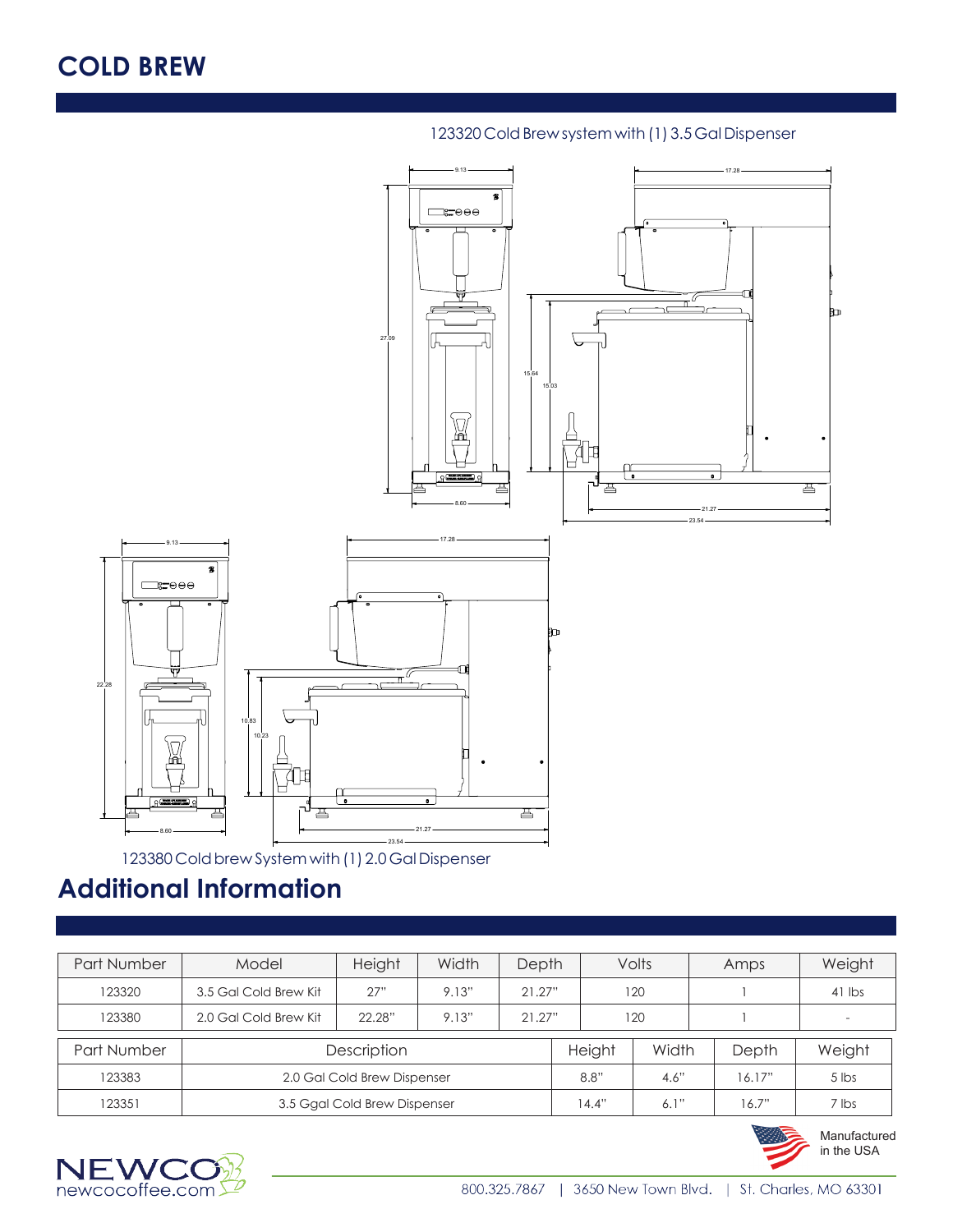# COLD BREW

123320 Cold Brew system with (1) 3.5 Gal Dispenser

9.13
17.28
27.09
15.64
15.03
8.60
21.27
23.54

9.13
17.28
22.28
10.83
10.23
8.60
21.27
23.54

123380 Cold brew System with (1) 2.0 Gal Dispenser

## Additional Information

| Part Number | Model | Height | Width | Depth | Volts | Amps | Weight |
|---|---|---|---|---|---|---|---|
| 123320 | 3.5 Gal Cold Brew Kit | 27" | 9.13" | 21.27" | 120 | 1 | 41 lbs |
| 123380 | 2.0 Gal Cold Brew Kit | 22.28" | 9.13" | 21.27" | 120 | 1 | - |

| Part Number | Description | Height | Width | Depth | Weight |
|---|---|---|---|---|---|
| 123383 | 2.0 Gal Cold Brew Dispenser | 8.8" | 4.6" | 16.17" | 5 lbs |
| 123351 | 3.5 Ggal Cold Brew Dispenser | 14.4" | 6.1" | 16.7" | 7 lbs |

Manufactured in the USA

NEWCO newcocoffee.com

800.325.7867 | 3650 New Town Blvd. | St. Charles, MO 63301